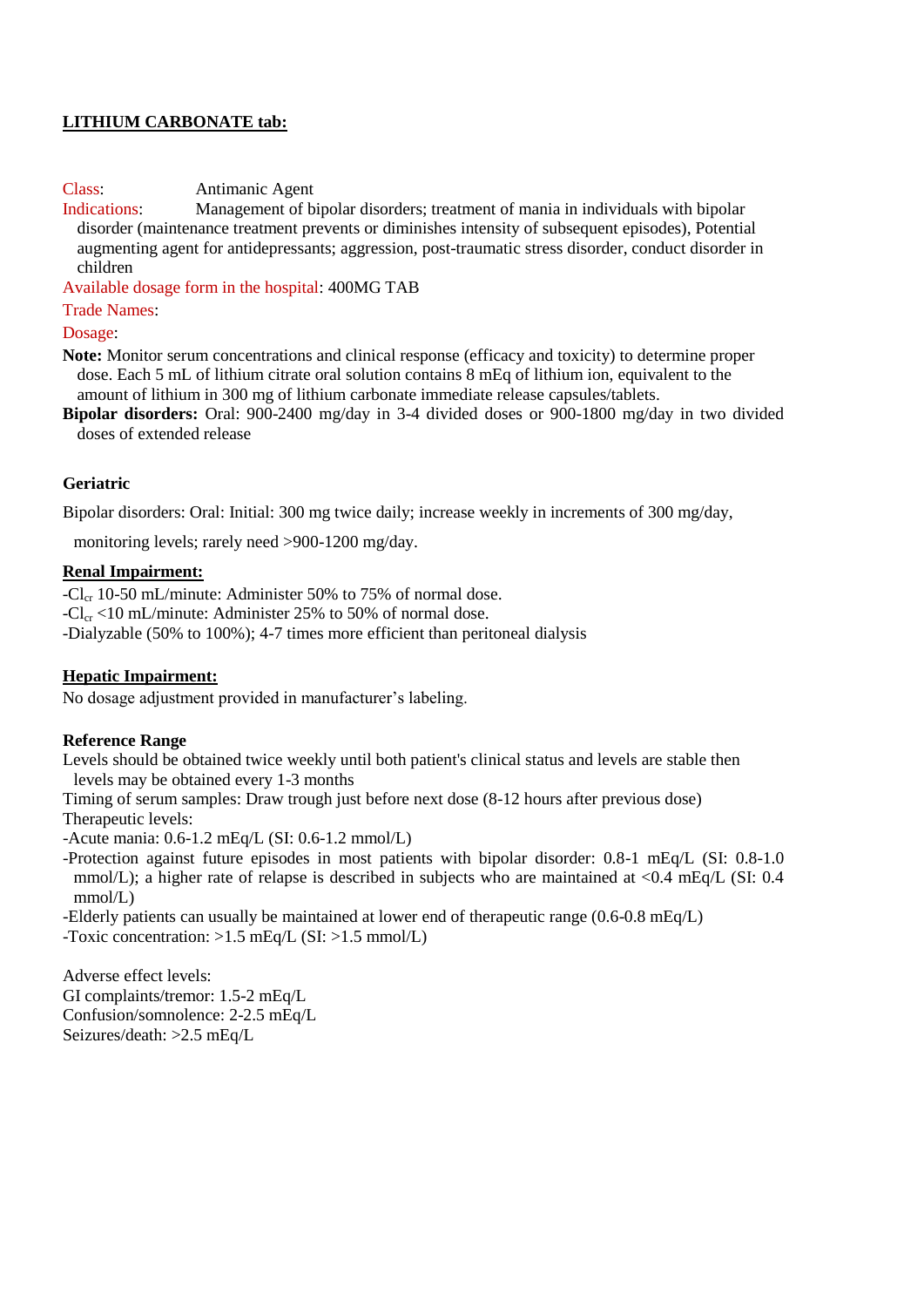## LITHIUM CARBONATE tab:

Class: Antimanic Agent

Indications: Management of bipolar disorders; treatment of mania in individuals with bipolar disorder (maintenance treatment prevents or diminishes intensity of subsequent episodes), Potential augmenting agent for antidepressants; aggression, post-traumatic stress disorder, conduct disorder in children

Available dosage form in the hospital: 400MG TAB

Trade Names:

Dosage:

**Note:** Monitor serum concentrations and clinical response (efficacy and toxicity) to determine proper dose. Each 5 mL of lithium citrate oral solution contains 8 mEq of lithium ion, equivalent to the amount of lithium in 300 mg of lithium carbonate immediate release capsules/tablets.

**Bipolar disorders:** Oral: 900-2400 mg/day in 3-4 divided doses or 900-1800 mg/day in two divided doses of extended release

### Geriatric

Bipolar disorders: Oral: Initial: 300 mg twice daily; increase weekly in increments of 300 mg/day, monitoring levels; rarely need >900-1200 mg/day.

### Renal Impairment:

-$Cl_{cr}$ 10-50 mL/minute: Administer 50% to 75% of normal dose.
-$Cl_{cr}$ <10 mL/minute: Administer 25% to 50% of normal dose.
-Dialyzable (50% to 100%); 4-7 times more efficient than peritoneal dialysis

### Hepatic Impairment:

No dosage adjustment provided in manufacturer's labeling.

### Reference Range

Levels should be obtained twice weekly until both patient's clinical status and levels are stable then levels may be obtained every 1-3 months

Timing of serum samples: Draw trough just before next dose (8-12 hours after previous dose)

Therapeutic levels:

-Acute mania: 0.6-1.2 mEq/L (SI: 0.6-1.2 mmol/L)

-Protection against future episodes in most patients with bipolar disorder: 0.8-1 mEq/L (SI: 0.8-1.0 mmol/L); a higher rate of relapse is described in subjects who are maintained at <0.4 mEq/L (SI: 0.4 mmol/L)

-Elderly patients can usually be maintained at lower end of therapeutic range (0.6-0.8 mEq/L)

-Toxic concentration: >1.5 mEq/L (SI: >1.5 mmol/L)

Adverse effect levels:

GI complaints/tremor: 1.5-2 mEq/L

Confusion/somnolence: 2-2.5 mEq/L

Seizures/death: >2.5 mEq/L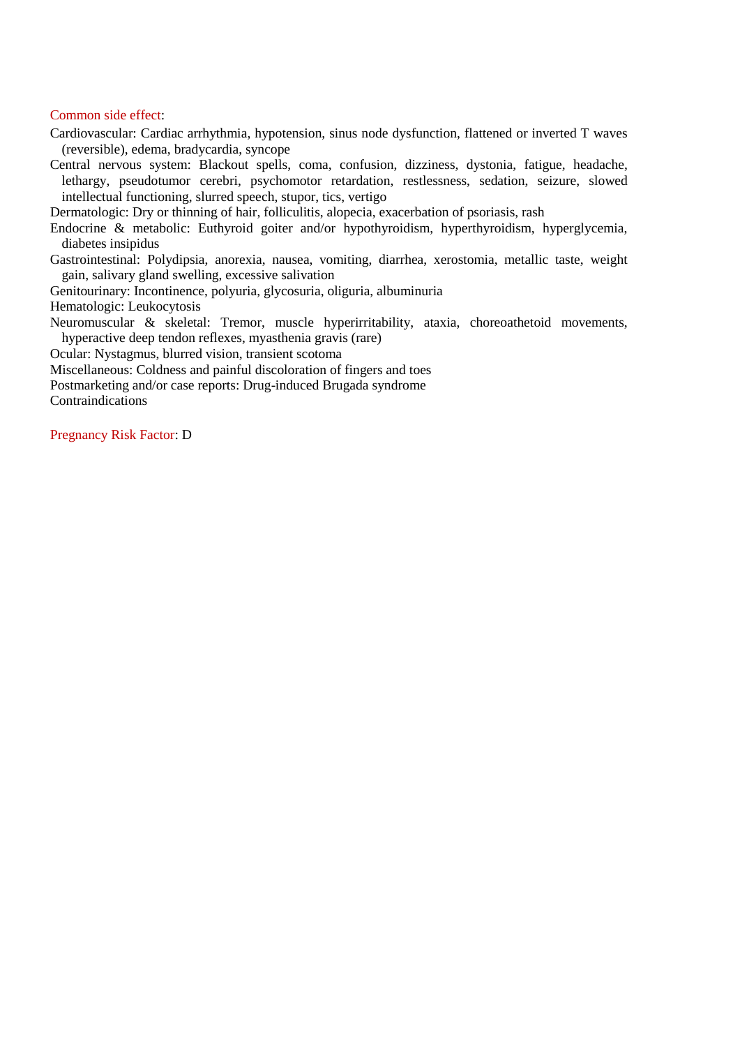Common side effect:

Cardiovascular: Cardiac arrhythmia, hypotension, sinus node dysfunction, flattened or inverted T waves (reversible), edema, bradycardia, syncope

Central nervous system: Blackout spells, coma, confusion, dizziness, dystonia, fatigue, headache, lethargy, pseudotumor cerebri, psychomotor retardation, restlessness, sedation, seizure, slowed intellectual functioning, slurred speech, stupor, tics, vertigo

Dermatologic: Dry or thinning of hair, folliculitis, alopecia, exacerbation of psoriasis, rash

Endocrine & metabolic: Euthyroid goiter and/or hypothyroidism, hyperthyroidism, hyperglycemia, diabetes insipidus

Gastrointestinal: Polydipsia, anorexia, nausea, vomiting, diarrhea, xerostomia, metallic taste, weight gain, salivary gland swelling, excessive salivation

Genitourinary: Incontinence, polyuria, glycosuria, oliguria, albuminuria

Hematologic: Leukocytosis

Neuromuscular & skeletal: Tremor, muscle hyperirritability, ataxia, choreoathetoid movements, hyperactive deep tendon reflexes, myasthenia gravis (rare)

Ocular: Nystagmus, blurred vision, transient scotoma

Miscellaneous: Coldness and painful discoloration of fingers and toes

Postmarketing and/or case reports: Drug-induced Brugada syndrome

Contraindications

Pregnancy Risk Factor: D